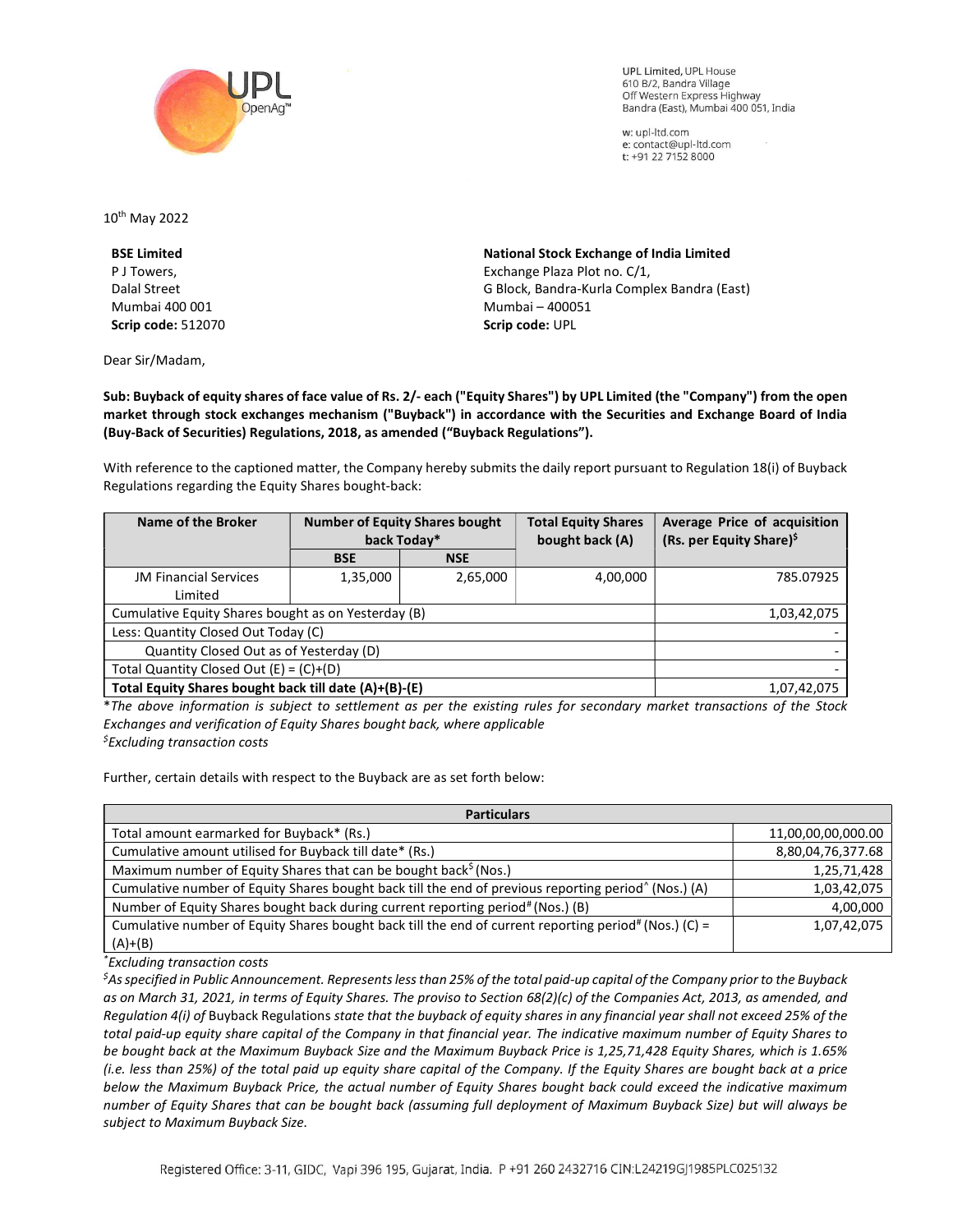UPL Limited, UPL House
610 B/2, Bandra Village
Off Western Express Highway
Bandra (East), Mumbai 400 051, India

w: upl-ltd.com
e: contact@upl-ltd.com
t: +91 22 7152 8000

10th May 2022

**BSE Limited**
P J Towers,
Dalal Street
Mumbai 400 001
**Scrip code:** 512070

**National Stock Exchange of India Limited**
Exchange Plaza Plot no. C/1,
G Block, Bandra-Kurla Complex Bandra (East)
Mumbai – 400051
**Scrip code:** UPL

Dear Sir/Madam,

**Sub: Buyback of equity shares of face value of Rs. 2/- each ("Equity Shares") by UPL Limited (the "Company") from the open market through stock exchanges mechanism ("Buyback") in accordance with the Securities and Exchange Board of India (Buy-Back of Securities) Regulations, 2018, as amended ("Buyback Regulations").**

With reference to the captioned matter, the Company hereby submits the daily report pursuant to Regulation 18(i) of Buyback Regulations regarding the Equity Shares bought-back:

| Name of the Broker | Number of Equity Shares bought back Today* | | Total Equity Shares bought back (A) | Average Price of acquisition (Rs. per Equity Share)$ |
|---|---|---|---|---|
| | BSE | NSE | | |
| JM Financial Services Limited | 1,35,000 | 2,65,000 | 4,00,000 | 785.07925 |
| Cumulative Equity Shares bought as on Yesterday (B) | | | | 1,03,42,075 |
| Less: Quantity Closed Out Today (C) | | | | - |
| Quantity Closed Out as of Yesterday (D) | | | | - |
| Total Quantity Closed Out (E) = (C)+(D) | | | | - |
| **Total Equity Shares bought back till date (A)+(B)-(E)** | | | | 1,07,42,075 |

**The above information is subject to settlement as per the existing rules for secondary market transactions of the Stock Exchanges and verification of Equity Shares bought back, where applicable*
*$Excluding transaction costs*

Further, certain details with respect to the Buyback are as set forth below:

| Particulars | |
|---|---|
| Total amount earmarked for Buyback* (Rs.) | 11,00,00,00,000.00 |
| Cumulative amount utilised for Buyback till date* (Rs.) | 8,80,04,76,377.68 |
| Maximum number of Equity Shares that can be bought back$ (Nos.) | 1,25,71,428 |
| Cumulative number of Equity Shares bought back till the end of previous reporting period^ (Nos.) (A) | 1,03,42,075 |
| Number of Equity Shares bought back during current reporting period# (Nos.) (B) | 4,00,000 |
| Cumulative number of Equity Shares bought back till the end of current reporting period# (Nos.) (C) = (A)+(B) | 1,07,42,075 |

*\*Excluding transaction costs*
*$As specified in Public Announcement. Represents less than 25% of the total paid-up capital of the Company prior to the Buyback as on March 31, 2021, in terms of Equity Shares. The proviso to Section 68(2)(c) of the Companies Act, 2013, as amended, and Regulation 4(i) of* Buyback Regulations *state that the buyback of equity shares in any financial year shall not exceed 25% of the total paid-up equity share capital of the Company in that financial year. The indicative maximum number of Equity Shares to be bought back at the Maximum Buyback Size and the Maximum Buyback Price is 1,25,71,428 Equity Shares, which is 1.65% (i.e. less than 25%) of the total paid up equity share capital of the Company. If the Equity Shares are bought back at a price below the Maximum Buyback Price, the actual number of Equity Shares bought back could exceed the indicative maximum number of Equity Shares that can be bought back (assuming full deployment of Maximum Buyback Size) but will always be subject to Maximum Buyback Size.*

Registered Office: 3-11, GIDC, Vapi 396 195, Gujarat, India. P +91 260 2432716 CIN:L24219GJ1985PLC025132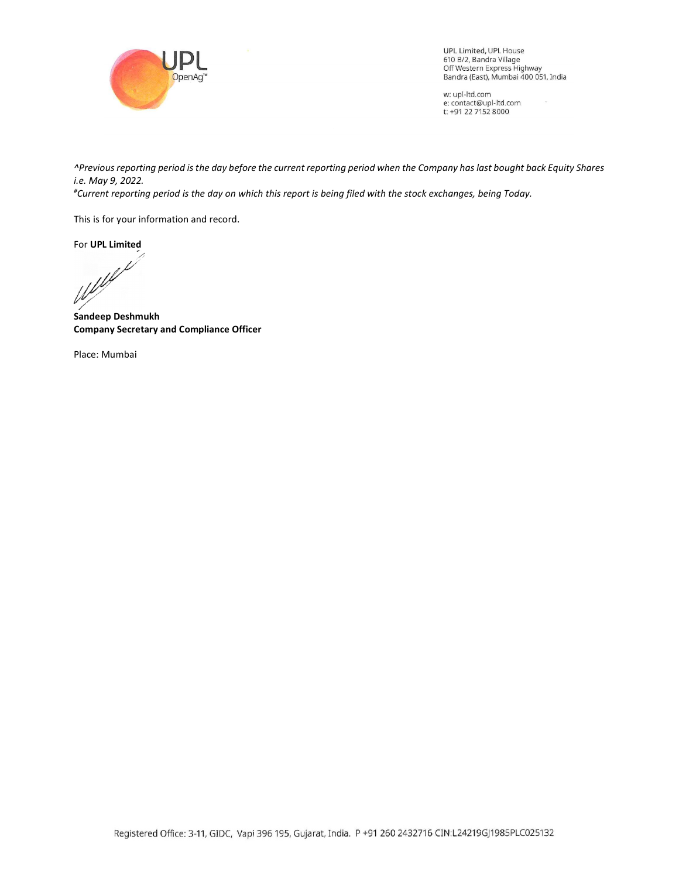UPL Limited, UPL House
610 B/2, Bandra Village
Off Western Express Highway
Bandra (East), Mumbai 400 051, India

w: upl-ltd.com
e: contact@upl-ltd.com
t: +91 22 7152 8000

*^Previous reporting period is the day before the current reporting period when the Company has last bought back Equity Shares i.e. May 9, 2022.*
*#Current reporting period is the day on which this report is being filed with the stock exchanges, being Today.*

This is for your information and record.

For **UPL Limited**

**Sandeep Deshmukh**
**Company Secretary and Compliance Officer**

Place: Mumbai

Registered Office: 3-11, GIDC, Vapi 396 195, Gujarat, India. P +91 260 2432716 CIN:L24219GJ1985PLC025132